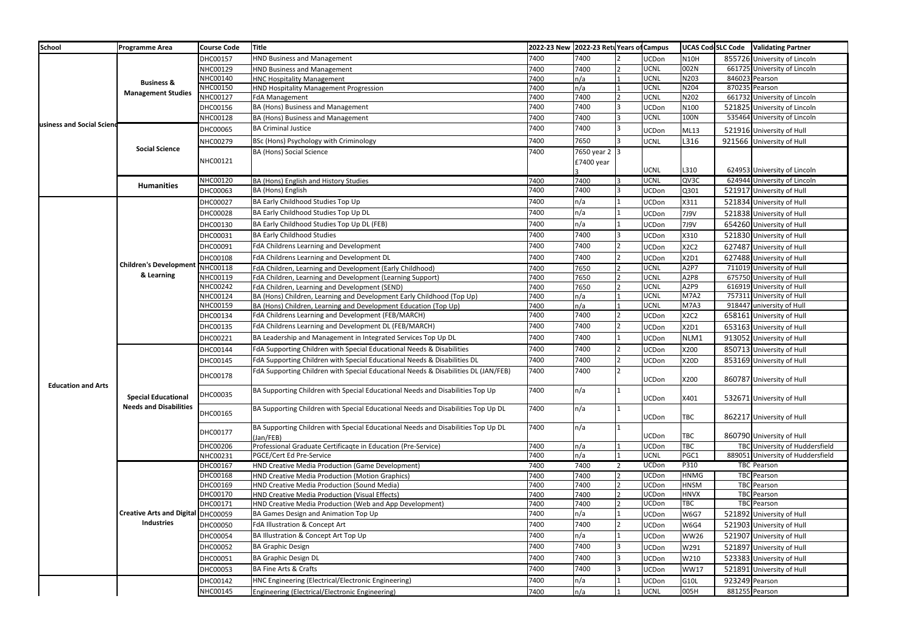| School | Programme Area | Course Code | Title | 2022-23 New | 2022-23 Retu | Years of | Campus | UCAS Cod | SLC Code | Validating Partner |
|---|---|---|---|---|---|---|---|---|---|---|
| usiness and Social Scienc | Business & Management Studies | DHC00157 | HND Business and Management | 7400 | 7400 | 2 | UCDon | N10H | 855726 | University of Lincoln |
| | | NHC00129 | HND Business and Management | 7400 | 7400 | 2 | UCNL | 002N | 661725 | University of Lincoln |
| | | NHC00140 | HNC Hospitality Management | 7400 | n/a | 1 | UCNL | N203 | 846023 | Pearson |
| | | NHC00150 | HND Hospitality Management Progression | 7400 | n/a | 1 | UCNL | N204 | 870235 | Pearson |
| | | NHC00127 | FdA Management | 7400 | 7400 | 2 | UCNL | N202 | 661732 | University of Lincoln |
| | | DHC00156 | BA (Hons) Business and Management | 7400 | 7400 | 3 | UCDon | N100 | 521825 | University of Lincoln |
| | | NHC00128 | BA (Hons) Business and Management | 7400 | 7400 | 3 | UCNL | 100N | 535464 | University of Lincoln |
| | Social Science | DHC00065 | BA Criminal Justice | 7400 | 7400 | 3 | UCDon | ML13 | 521916 | University of Hull |
| | | NHC00279 | BSc (Hons) Psychology with Criminology | 7400 | 7650 | 3 | UCNL | L316 | 921566 | University of Hull |
| | | NHC00121 | BA (Hons) Social Science | 7400 | 7650 year 2 £7400 year 3 | 3 | UCNL | L310 | 624953 | University of Lincoln |
| | Humanities | NHC00120 | BA (Hons) English and History Studies | 7400 | 7400 | 3 | UCNL | QV3C | 624944 | University of Lincoln |
| | | DHC00063 | BA (Hons) English | 7400 | 7400 | 3 | UCDon | Q301 | 521917 | University of Hull |
| Education and Arts | Children's Development & Learning | DHC00027 | BA Early Childhood Studies Top Up | 7400 | n/a | 1 | UCDon | X311 | 521834 | University of Hull |
| | | DHC00028 | BA Early Childhood Studies Top Up DL | 7400 | n/a | 1 | UCDon | 7J9V | 521838 | University of Hull |
| | | DHC00130 | BA Early Childhood Studies Top Up DL (FEB) | 7400 | n/a | 1 | UCDon | 7J9V | 654260 | University of Hull |
| | | DHC00031 | BA Early Childhood Studies | 7400 | 7400 | 3 | UCDon | X310 | 521830 | University of Hull |
| | | DHC00091 | FdA Childrens Learning and Development | 7400 | 7400 | 2 | UCDon | X2C2 | 627487 | University of Hull |
| | | DHC00108 | FdA Childrens Learning and Development DL | 7400 | 7400 | 2 | UCDon | X2D1 | 627488 | University of Hull |
| | | NHC00118 | FdA Children, Learning and Development (Early Childhood) | 7400 | 7650 | 2 | UCNL | A2P7 | 711019 | University of Hull |
| | | NHC00119 | FdA Children, Learning and Development (Learning Support) | 7400 | 7650 | 2 | UCNL | A2P8 | 675750 | University of Hull |
| | | NHC00242 | FdA Children, Learning and Development (SEND) | 7400 | 7650 | 2 | UCNL | A2P9 | 616919 | University of Hull |
| | | NHC00124 | BA (Hons) Children, Learning and Development Early Childhood (Top Up) | 7400 | n/a | 1 | UCNL | M7A2 | 757311 | University of Hull |
| | | NHC00159 | BA (Hons) Children, Learning and Development Education (Top Up) | 7400 | n/a | 1 | UCNL | M7A3 | 918447 | university of Hull |
| | | DHC00134 | FdA Childrens Learning and Development (FEB/MARCH) | 7400 | 7400 | 2 | UCDon | X2C2 | 658161 | University of Hull |
| | | DHC00135 | FdA Childrens Learning and Development DL (FEB/MARCH) | 7400 | 7400 | 2 | UCDon | X2D1 | 653163 | University of Hull |
| | | DHC00221 | BA Leadership and Management in Integrated Services Top Up DL | 7400 | 7400 | 1 | UCDon | NLM1 | 913052 | University of Hull |
| | Special Educational Needs and Disabilities | DHC00144 | FdA Supporting Children with Special Educational Needs & Disabilities | 7400 | 7400 | 2 | UCDon | X200 | 850713 | University of Hull |
| | | DHC00145 | FdA Supporting Children with Special Educational Needs & Disabilities DL | 7400 | 7400 | 2 | UCDon | X20D | 853169 | University of Hull |
| | | DHC00178 | FdA Supporting Children with Special Educational Needs & Disabilities DL (JAN/FEB) | 7400 | 7400 | 2 | UCDon | X200 | 860787 | University of Hull |
| | | DHC00035 | BA Supporting Children with Special Educational Needs and Disabilities Top Up | 7400 | n/a | 1 | UCDon | X401 | 532671 | University of Hull |
| | | DHC00165 | BA Supporting Children with Special Educational Needs and Disabilities Top Up DL | 7400 | n/a | 1 | UCDon | TBC | 862217 | University of Hull |
| | | DHC00177 | BA Supporting Children with Special Educational Needs and Disabilities Top Up DL (Jan/FEB) | 7400 | n/a | 1 | UCDon | TBC | 860790 | University of Hull |
| | | DHC00206 | Professional Graduate Certificaqte in Education (Pre-Service) | 7400 | n/a | 1 | UCDon | TBC | TBC | University of Huddersfield |
| | | NHC00231 | PGCE/Cert Ed Pre-Service | 7400 | n/a | 1 | UCNL | PGC1 | 889051 | University of Huddersfield |
| | Creative Arts and Digital Industries | DHC00167 | HND Creative Media Production (Game Development) | 7400 | 7400 | 2 | UCDon | P310 | TBC | Pearson |
| | | DHC00168 | HND Creative Media Production (Motion Graphics) | 7400 | 7400 | 2 | UCDon | HNMG | TBC | Pearson |
| | | DHC00169 | HND Creative Media Production (Sound Media) | 7400 | 7400 | 2 | UCDon | HNSM | TBC | Pearson |
| | | DHC00170 | HND Creative Media Production (Visual Effects) | 7400 | 7400 | 2 | UCDon | HNVX | TBC | Pearson |
| | | DHC00171 | HND Creative Media Production (Web and App Development) | 7400 | 7400 | 2 | UCDon | TBC | TBC | Pearson |
| | | DHC00059 | BA Games Design and Animation Top Up | 7400 | n/a | 1 | UCDon | W6G7 | 521892 | University of Hull |
| | | DHC00050 | FdA Illustration & Concept Art | 7400 | 7400 | 2 | UCDon | W6G4 | 521903 | University of Hull |
| | | DHC00054 | BA Illustration & Concept Art Top Up | 7400 | n/a | 1 | UCDon | WW26 | 521907 | University of Hull |
| | | DHC00052 | BA Graphic Design | 7400 | 7400 | 3 | UCDon | W291 | 521897 | University of Hull |
| | | DHC00051 | BA Graphic Design DL | 7400 | 7400 | 3 | UCDon | W210 | 523383 | University of Hull |
| | | DHC00053 | BA Fine Arts & Crafts | 7400 | 7400 | 3 | UCDon | WW17 | 521891 | University of Hull |
| | | DHC00142 | HNC Engineering (Electrical/Electronic Engineering) | 7400 | n/a | 1 | UCDon | G10L | 923249 | Pearson |
| | | NHC00145 | Engineering (Electrical/Electronic Engineering) | 7400 | n/a | 1 | UCNL | 005H | 881255 | Pearson |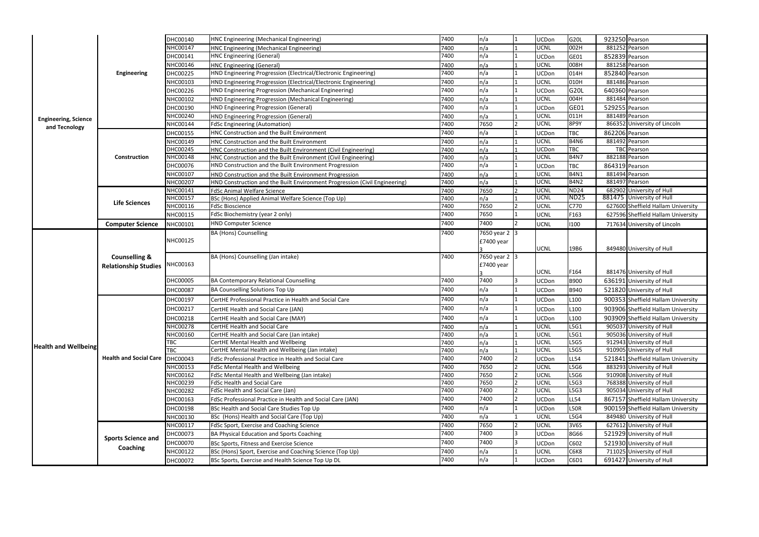| | | | | | | | | | | |
|---|---|---|---|---|---|---|---|---|---|---|
| Engineering, Science and Tecnology | Engineering | DHC00140 | HNC Engineering (Mechanical Engineering) | 7400 | n/a | 1 | UCDon | G20L | 923250 | Pearson |
| | | NHC00147 | HNC Engineering (Mechanical Engineering) | 7400 | n/a | 1 | UCNL | 002H | 881252 | Pearson |
| | | DHC00141 | HNC Engineering (General) | 7400 | n/a | 1 | UCDon | GE01 | 852839 | Pearson |
| | | NHC00146 | HNC Engineering (General) | 7400 | n/a | 1 | UCNL | 008H | 881258 | Pearson |
| | | DHC00225 | HND Engineering Progression (Electrical/Electronic Engineering) | 7400 | n/a | 1 | UCDon | 014H | 852840 | Pearson |
| | | NHC00103 | HND Engineering Progression (Electrical/Electronic Engineering) | 7400 | n/a | 1 | UCNL | 010H | 881486 | Pearson |
| | | DHC00226 | HND Engineering Progression (Mechanical Engineering) | 7400 | n/a | 1 | UCDon | G20L | 640360 | Pearson |
| | | NHC00102 | HND Engineering Progression (Mechanical Engineering) | 7400 | n/a | 1 | UCNL | 004H | 881484 | Pearson |
| | | DHC00190 | HND Engineering Progression (General) | 7400 | n/a | 1 | UCDon | GE01 | 529255 | Pearson |
| | | NHC00240 | HND Engineering Progression (General) | 7400 | n/a | 1 | UCNL | 011H | 881489 | Pearson |
| | | NHC00144 | FdSc Engineering (Automation) | 7400 | 7650 | 2 | UCNL | 8P9Y | 866352 | University of Lincoln |
| | Construction | DHC00155 | HNC Construction and the Built Environment | 7400 | n/a | 1 | UCDon | TBC | 862206 | Pearson |
| | | NHC00149 | HNC Construction and the Built Environment | 7400 | n/a | 1 | UCNL | B4N6 | 881492 | Pearson |
| | | DHC00245 | HNC Construction and the Built Environment (Civil Engineering) | 7400 | n/a | 1 | UCDon | TBC | TBC | Pearson |
| | | NHC00148 | HNC Construction and the Built Environment (Civil Engineering) | 7400 | n/a | 1 | UCNL | B4N7 | 882188 | Pearson |
| | | DHC00076 | HND Construction and the Built Environment Progression | 7400 | n/a | 1 | UCDon | TBC | 864319 | Pearson |
| | | NHC00107 | HND Construction and the Built Environment Progression | 7400 | n/a | 1 | UCNL | B4N1 | 881494 | Pearson |
| | | NHC00207 | HND Construction and the Built Environment Progression (Civil Engineering) | 7400 | n/a | 1 | UCNL | B4N2 | 881497 | Pearson |
| | Life Sciences | NHC00141 | FdSc Animal Welfare Science | 7400 | 7650 | 2 | UCNL | ND24 | 682902 | University of Hull |
| | | NHC00157 | BSc (Hons) Applied Animal Welfare Science (Top Up) | 7400 | n/a | 1 | UCNL | ND25 | 881475 | University of Hull |
| | | NHC00116 | FdSc Bioscience | 7400 | 7650 | 2 | UCNL | C770 | 627600 | Sheffield Hallam University |
| | | NHC00115 | FdSc Biochemistry (year 2 only) | 7400 | 7650 | 1 | UCNL | F163 | 627596 | Sheffield Hallam University |
| | Computer Science | NHC00101 | HND Computer Science | 7400 | 7400 | 2 | UCNL | I100 | 717634 | University of Lincoln |
| Health and Wellbeing | Counselling & Relationship Studies | NHC00125 | BA (Hons) Counselling | 7400 | 7650 year 2 £7400 year 3 | 3 | UCNL | 19B6 | 849480 | University of Hull |
| | | NHC00163 | BA (Hons) Counselling (Jan intake) | 7400 | 7650 year 2 £7400 year 3 | 3 | UCNL | F164 | 881476 | University of Hull |
| | | DHC00005 | BA Contemporary Relational Counselling | 7400 | 7400 | 3 | UCDon | B900 | 636191 | University of Hull |
| | | DHC00087 | BA Counselling Solutions Top Up | 7400 | n/a | 1 | UCDon | B940 | 521820 | University of Hull |
| | Health and Social Care | DHC00197 | CertHE Professional Practice in Health and Social Care | 7400 | n/a | 1 | UCDon | L100 | 900353 | Sheffield Hallam University |
| | | DHC00217 | CertHE Health and Social Care (JAN) | 7400 | n/a | 1 | UCDon | L100 | 903906 | Sheffield Hallam University |
| | | DHC00218 | CertHE Health and Social Care (MAY) | 7400 | n/a | 1 | UCDon | L100 | 903909 | Sheffield Hallam University |
| | | NHC00278 | CertHE Health and Social Care | 7400 | n/a | 1 | UCNL | L5G1 | 905037 | University of Hull |
| | | NHC00160 | CertHE Health and Social Care (Jan intake) | 7400 | n/a | 1 | UCNL | L5G1 | 905036 | University of Hull |
| | | TBC | CertHE Mental Health and Wellbeing | 7400 | n/a | 1 | UCNL | L5G5 | 912943 | University of Hull |
| | | TBC | CertHE Mental Health and Wellbeing (Jan intake) | 7400 | n/a | 1 | UCNL | L5G5 | 910905 | University of Hull |
| | | DHC00043 | FdSc Professional Practice in Health and Social Care | 7400 | 7400 | 2 | UCDon | LL54 | 521841 | Sheffield Hallam University |
| | | NHC00153 | FdSc Mental Health and Wellbeing | 7400 | 7650 | 2 | UCNL | L5G6 | 883293 | University of Hull |
| | | NHC00162 | FdSc Mental Health and Wellbeing (Jan intake) | 7400 | 7650 | 2 | UCNL | L5G6 | 910908 | University of Hull |
| | | NHC00239 | FdSc Health and Social Care | 7400 | 7650 | 2 | UCNL | L5G3 | 768388 | University of Hull |
| | | NHC00282 | FdSc Health and Social Care (Jan) | 7400 | 7400 | 2 | UCNL | L5G3 | 905034 | University of Hull |
| | | DHC00163 | FdSc Professional Practice in Health and Social Care (JAN) | 7400 | 7400 | 2 | UCDon | LL54 | 867157 | Sheffield Hallam University |
| | | DHC00198 | BSc Health and Social Care Studies Top Up | 7400 | n/a | 1 | UCDon | L50R | 900159 | Sheffield Hallam University |
| | | NHC00130 | BSc (Hons) Health and Social Care (Top Up) | 7400 | n/a | 1 | UCNL | L5G4 | 849480 | University of Hull |
| | Sports Science and Coaching | NHC00117 | FdSc Sport, Exercise and Coaching Science | 7400 | 7650 | 2 | UCNL | 3V6S | 627612 | University of Hull |
| | | DHC00073 | BA Physical Education and Sports Coaching | 7400 | 7400 | 3 | UCDon | 8G66 | 521929 | University of Hull |
| | | DHC00070 | BSc Sports, Fitness and Exercise Science | 7400 | 7400 | 3 | UCDon | C602 | 521930 | University of Hull |
| | | NHC00122 | BSc (Hons) Sport, Exercise and Coaching Science (Top Up) | 7400 | n/a | 1 | UCNL | C6K8 | 711025 | University of Hull |
| | | DHC00072 | BSc Sports, Exercise and Health Science Top Up DL | 7400 | n/a | 1 | UCDon | C6D1 | 691427 | University of Hull |